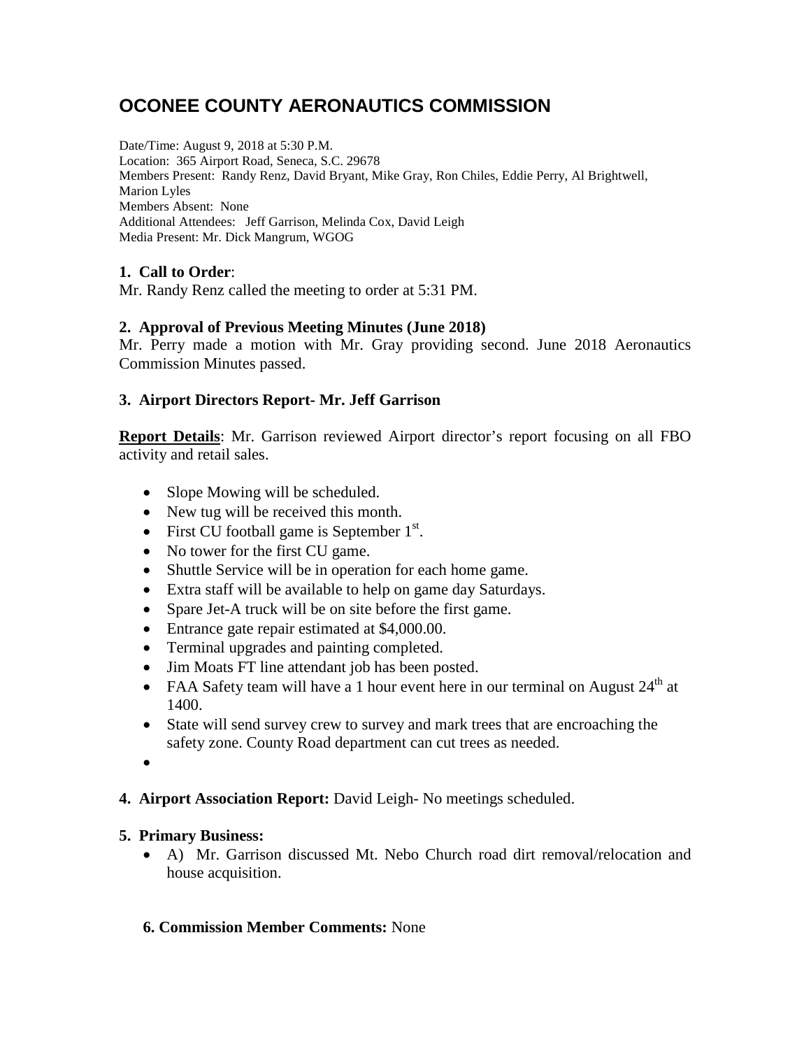# OCONEE COUNTY AERONAUTICS COMMISSION

Date/Time: August 9, 2018 at 5:30 P.M.
Location: 365 Airport Road, Seneca, S.C. 29678
Members Present: Randy Renz, David Bryant, Mike Gray, Ron Chiles, Eddie Perry, Al Brightwell, Marion Lyles
Members Absent: None
Additional Attendees: Jeff Garrison, Melinda Cox, David Leigh
Media Present: Mr. Dick Mangrum, WGOG

**1. Call to Order**:
Mr. Randy Renz called the meeting to order at 5:31 PM.

**2. Approval of Previous Meeting Minutes (June 2018)**
Mr. Perry made a motion with Mr. Gray providing second. June 2018 Aeronautics Commission Minutes passed.

**3. Airport Directors Report- Mr. Jeff Garrison**

**Report Details**: Mr. Garrison reviewed Airport director's report focusing on all FBO activity and retail sales.

- Slope Mowing will be scheduled.
- New tug will be received this month.
- First CU football game is September 1st.
- No tower for the first CU game.
- Shuttle Service will be in operation for each home game.
- Extra staff will be available to help on game day Saturdays.
- Spare Jet-A truck will be on site before the first game.
- Entrance gate repair estimated at $4,000.00.
- Terminal upgrades and painting completed.
- Jim Moats FT line attendant job has been posted.
- FAA Safety team will have a 1 hour event here in our terminal on August 24th at 1400.
- State will send survey crew to survey and mark trees that are encroaching the safety zone. County Road department can cut trees as needed.

**4. Airport Association Report:** David Leigh- No meetings scheduled.

**5. Primary Business:**

- A) Mr. Garrison discussed Mt. Nebo Church road dirt removal/relocation and house acquisition.

**6. Commission Member Comments:** None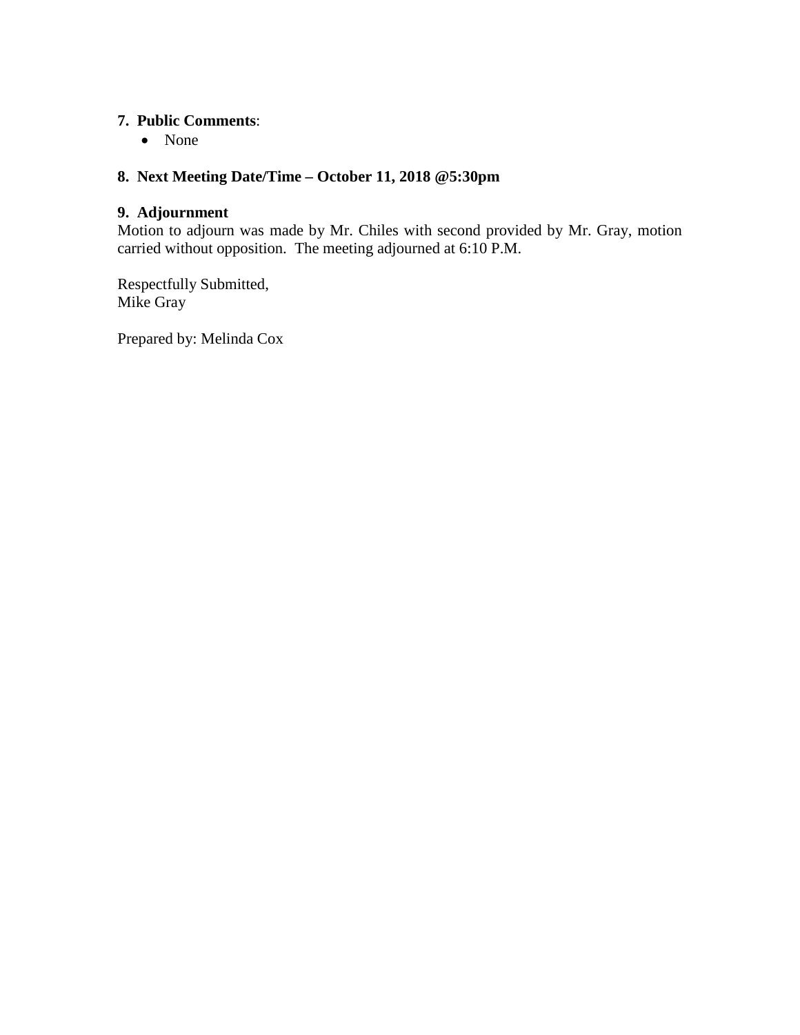**7. Public Comments**:

- None

**8. Next Meeting Date/Time – October 11, 2018 @5:30pm**

**9. Adjournment**

Motion to adjourn was made by Mr. Chiles with second provided by Mr. Gray, motion carried without opposition. The meeting adjourned at 6:10 P.M.

Respectfully Submitted,
Mike Gray

Prepared by: Melinda Cox